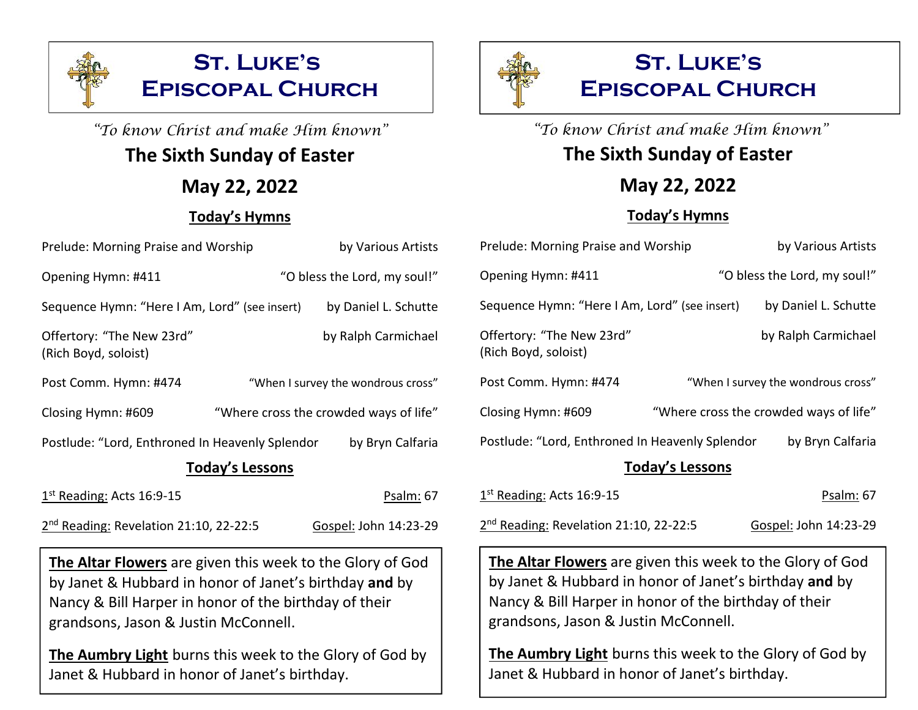# St. Luke's Episcopal Church

*"To know Christ and make Him known"*

## The Sixth Sunday of Easter

## May 22, 2022

### Today's Hymns

Prelude: Morning Praise and Worship — by Various Artists

Opening Hymn: #411 — "O bless the Lord, my soul!"

Sequence Hymn: "Here I Am, Lord" (see insert) — by Daniel L. Schutte

Offertory: "The New 23rd" — by Ralph Carmichael
(Rich Boyd, soloist)

Post Comm. Hymn: #474 — "When I survey the wondrous cross"

Closing Hymn: #609 — "Where cross the crowded ways of life"

Postlude: "Lord, Enthroned In Heavenly Splendor — by Bryn Calfaria

### Today's Lessons

1st Reading: Acts 16:9-15 — Psalm: 67

2nd Reading: Revelation 21:10, 22-22:5 — Gospel: John 14:23-29

**The Altar Flowers** are given this week to the Glory of God by Janet & Hubbard in honor of Janet's birthday **and** by Nancy & Bill Harper in honor of the birthday of their grandsons, Jason & Justin McConnell.

**The Aumbry Light** burns this week to the Glory of God by Janet & Hubbard in honor of Janet's birthday.

# St. Luke's Episcopal Church

*"To know Christ and make Him known"*

## The Sixth Sunday of Easter

## May 22, 2022

### Today's Hymns

Prelude: Morning Praise and Worship — by Various Artists

Opening Hymn: #411 — "O bless the Lord, my soul!"

Sequence Hymn: "Here I Am, Lord" (see insert) — by Daniel L. Schutte

Offertory: "The New 23rd" — by Ralph Carmichael
(Rich Boyd, soloist)

Post Comm. Hymn: #474 — "When I survey the wondrous cross"

Closing Hymn: #609 — "Where cross the crowded ways of life"

Postlude: "Lord, Enthroned In Heavenly Splendor — by Bryn Calfaria

### Today's Lessons

1st Reading: Acts 16:9-15 — Psalm: 67

2nd Reading: Revelation 21:10, 22-22:5 — Gospel: John 14:23-29

**The Altar Flowers** are given this week to the Glory of God by Janet & Hubbard in honor of Janet's birthday **and** by Nancy & Bill Harper in honor of the birthday of their grandsons, Jason & Justin McConnell.

**The Aumbry Light** burns this week to the Glory of God by Janet & Hubbard in honor of Janet's birthday.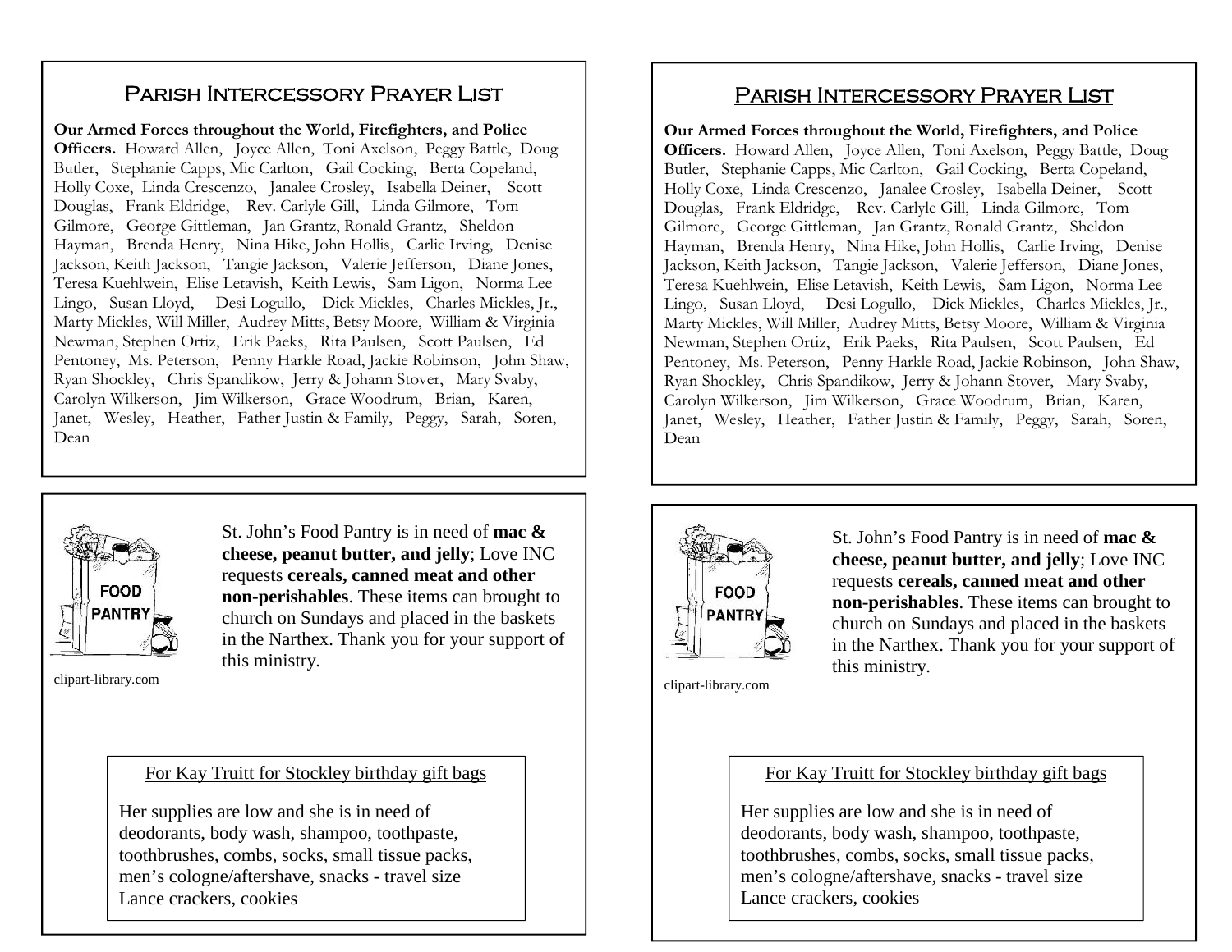## Parish Intercessory Prayer List

**Our Armed Forces throughout the World, Firefighters, and Police Officers.** Howard Allen, Joyce Allen, Toni Axelson, Peggy Battle, Doug Butler, Stephanie Capps, Mic Carlton, Gail Cocking, Berta Copeland, Holly Coxe, Linda Crescenzo, Janalee Crosley, Isabella Deiner, Scott Douglas, Frank Eldridge, Rev. Carlyle Gill, Linda Gilmore, Tom Gilmore, George Gittleman, Jan Grantz, Ronald Grantz, Sheldon Hayman, Brenda Henry, Nina Hike, John Hollis, Carlie Irving, Denise Jackson, Keith Jackson, Tangie Jackson, Valerie Jefferson, Diane Jones, Teresa Kuehlwein, Elise Letavish, Keith Lewis, Sam Ligon, Norma Lee Lingo, Susan Lloyd, Desi Logullo, Dick Mickles, Charles Mickles, Jr., Marty Mickles, Will Miller, Audrey Mitts, Betsy Moore, William & Virginia Newman, Stephen Ortiz, Erik Paeks, Rita Paulsen, Scott Paulsen, Ed Pentoney, Ms. Peterson, Penny Harkle Road, Jackie Robinson, John Shaw, Ryan Shockley, Chris Spandikow, Jerry & Johann Stover, Mary Svaby, Carolyn Wilkerson, Jim Wilkerson, Grace Woodrum, Brian, Karen, Janet, Wesley, Heather, Father Justin & Family, Peggy, Sarah, Soren, Dean

clipart-library.com

St. John's Food Pantry is in need of **mac & cheese, peanut butter, and jelly**; Love INC requests **cereals, canned meat and other non-perishables**. These items can brought to church on Sundays and placed in the baskets in the Narthex. Thank you for your support of this ministry.

For Kay Truitt for Stockley birthday gift bags

Her supplies are low and she is in need of deodorants, body wash, shampoo, toothpaste, toothbrushes, combs, socks, small tissue packs, men's cologne/aftershave, snacks - travel size Lance crackers, cookies

## Parish Intercessory Prayer List

**Our Armed Forces throughout the World, Firefighters, and Police Officers.** Howard Allen, Joyce Allen, Toni Axelson, Peggy Battle, Doug Butler, Stephanie Capps, Mic Carlton, Gail Cocking, Berta Copeland, Holly Coxe, Linda Crescenzo, Janalee Crosley, Isabella Deiner, Scott Douglas, Frank Eldridge, Rev. Carlyle Gill, Linda Gilmore, Tom Gilmore, George Gittleman, Jan Grantz, Ronald Grantz, Sheldon Hayman, Brenda Henry, Nina Hike, John Hollis, Carlie Irving, Denise Jackson, Keith Jackson, Tangie Jackson, Valerie Jefferson, Diane Jones, Teresa Kuehlwein, Elise Letavish, Keith Lewis, Sam Ligon, Norma Lee Lingo, Susan Lloyd, Desi Logullo, Dick Mickles, Charles Mickles, Jr., Marty Mickles, Will Miller, Audrey Mitts, Betsy Moore, William & Virginia Newman, Stephen Ortiz, Erik Paeks, Rita Paulsen, Scott Paulsen, Ed Pentoney, Ms. Peterson, Penny Harkle Road, Jackie Robinson, John Shaw, Ryan Shockley, Chris Spandikow, Jerry & Johann Stover, Mary Svaby, Carolyn Wilkerson, Jim Wilkerson, Grace Woodrum, Brian, Karen, Janet, Wesley, Heather, Father Justin & Family, Peggy, Sarah, Soren, Dean

clipart-library.com

St. John's Food Pantry is in need of **mac & cheese, peanut butter, and jelly**; Love INC requests **cereals, canned meat and other non-perishables**. These items can brought to church on Sundays and placed in the baskets in the Narthex. Thank you for your support of this ministry.

For Kay Truitt for Stockley birthday gift bags

Her supplies are low and she is in need of deodorants, body wash, shampoo, toothpaste, toothbrushes, combs, socks, small tissue packs, men's cologne/aftershave, snacks - travel size Lance crackers, cookies